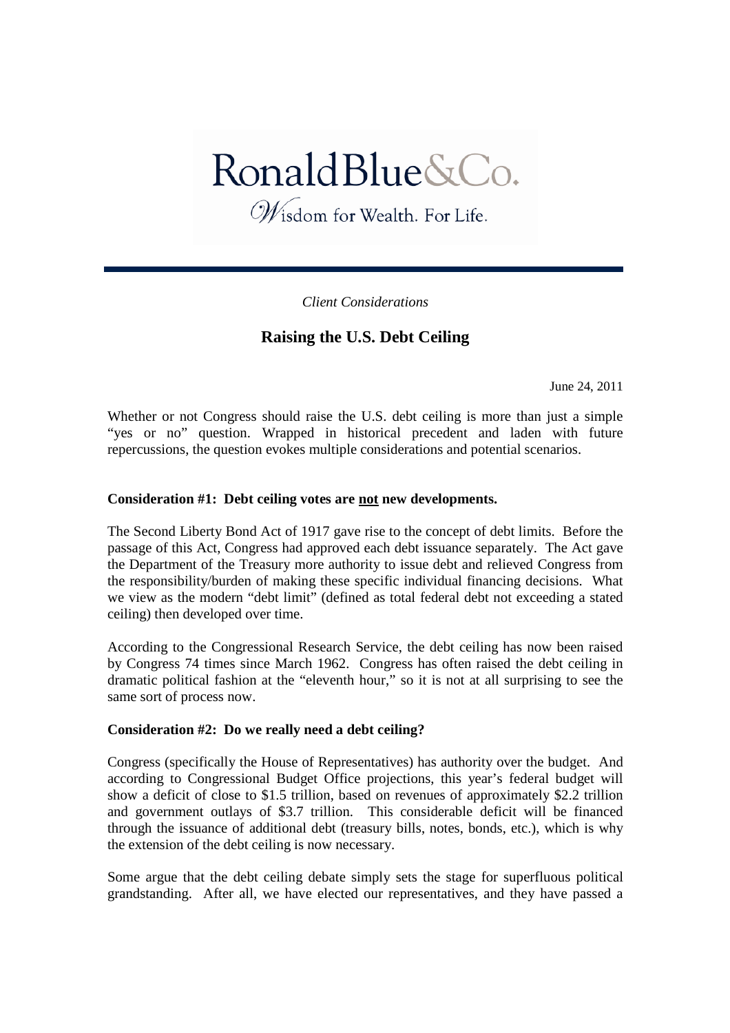RonaldBlue&Co.

*Wisdom for Wealth. For Life.*

---

*Client Considerations*

# Raising the U.S. Debt Ceiling

June 24, 2011

Whether or not Congress should raise the U.S. debt ceiling is more than just a simple "yes or no" question. Wrapped in historical precedent and laden with future repercussions, the question evokes multiple considerations and potential scenarios.

**Consideration #1: Debt ceiling votes are <u>not</u> new developments.**

The Second Liberty Bond Act of 1917 gave rise to the concept of debt limits. Before the passage of this Act, Congress had approved each debt issuance separately. The Act gave the Department of the Treasury more authority to issue debt and relieved Congress from the responsibility/burden of making these specific individual financing decisions. What we view as the modern "debt limit" (defined as total federal debt not exceeding a stated ceiling) then developed over time.

According to the Congressional Research Service, the debt ceiling has now been raised by Congress 74 times since March 1962. Congress has often raised the debt ceiling in dramatic political fashion at the "eleventh hour," so it is not at all surprising to see the same sort of process now.

**Consideration #2: Do we really need a debt ceiling?**

Congress (specifically the House of Representatives) has authority over the budget. And according to Congressional Budget Office projections, this year's federal budget will show a deficit of close to $1.5 trillion, based on revenues of approximately $2.2 trillion and government outlays of $3.7 trillion. This considerable deficit will be financed through the issuance of additional debt (treasury bills, notes, bonds, etc.), which is why the extension of the debt ceiling is now necessary.

Some argue that the debt ceiling debate simply sets the stage for superfluous political grandstanding. After all, we have elected our representatives, and they have passed a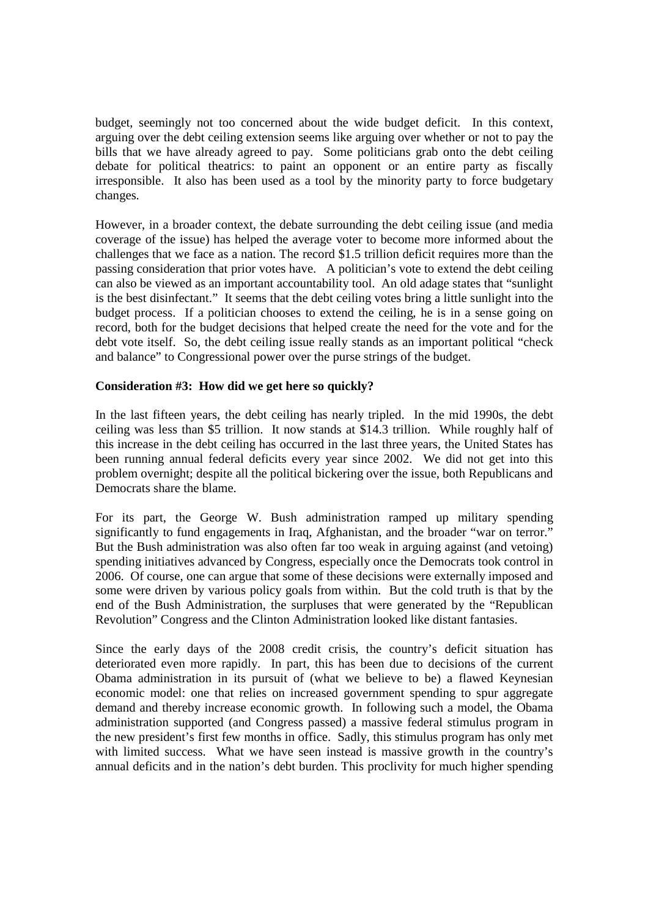budget, seemingly not too concerned about the wide budget deficit. In this context, arguing over the debt ceiling extension seems like arguing over whether or not to pay the bills that we have already agreed to pay. Some politicians grab onto the debt ceiling debate for political theatrics: to paint an opponent or an entire party as fiscally irresponsible. It also has been used as a tool by the minority party to force budgetary changes.

However, in a broader context, the debate surrounding the debt ceiling issue (and media coverage of the issue) has helped the average voter to become more informed about the challenges that we face as a nation. The record $1.5 trillion deficit requires more than the passing consideration that prior votes have. A politician's vote to extend the debt ceiling can also be viewed as an important accountability tool. An old adage states that "sunlight is the best disinfectant." It seems that the debt ceiling votes bring a little sunlight into the budget process. If a politician chooses to extend the ceiling, he is in a sense going on record, both for the budget decisions that helped create the need for the vote and for the debt vote itself. So, the debt ceiling issue really stands as an important political "check and balance" to Congressional power over the purse strings of the budget.

**Consideration #3: How did we get here so quickly?**

In the last fifteen years, the debt ceiling has nearly tripled. In the mid 1990s, the debt ceiling was less than $5 trillion. It now stands at $14.3 trillion. While roughly half of this increase in the debt ceiling has occurred in the last three years, the United States has been running annual federal deficits every year since 2002. We did not get into this problem overnight; despite all the political bickering over the issue, both Republicans and Democrats share the blame.

For its part, the George W. Bush administration ramped up military spending significantly to fund engagements in Iraq, Afghanistan, and the broader "war on terror." But the Bush administration was also often far too weak in arguing against (and vetoing) spending initiatives advanced by Congress, especially once the Democrats took control in 2006. Of course, one can argue that some of these decisions were externally imposed and some were driven by various policy goals from within. But the cold truth is that by the end of the Bush Administration, the surpluses that were generated by the "Republican Revolution" Congress and the Clinton Administration looked like distant fantasies.

Since the early days of the 2008 credit crisis, the country's deficit situation has deteriorated even more rapidly. In part, this has been due to decisions of the current Obama administration in its pursuit of (what we believe to be) a flawed Keynesian economic model: one that relies on increased government spending to spur aggregate demand and thereby increase economic growth. In following such a model, the Obama administration supported (and Congress passed) a massive federal stimulus program in the new president's first few months in office. Sadly, this stimulus program has only met with limited success. What we have seen instead is massive growth in the country's annual deficits and in the nation's debt burden. This proclivity for much higher spending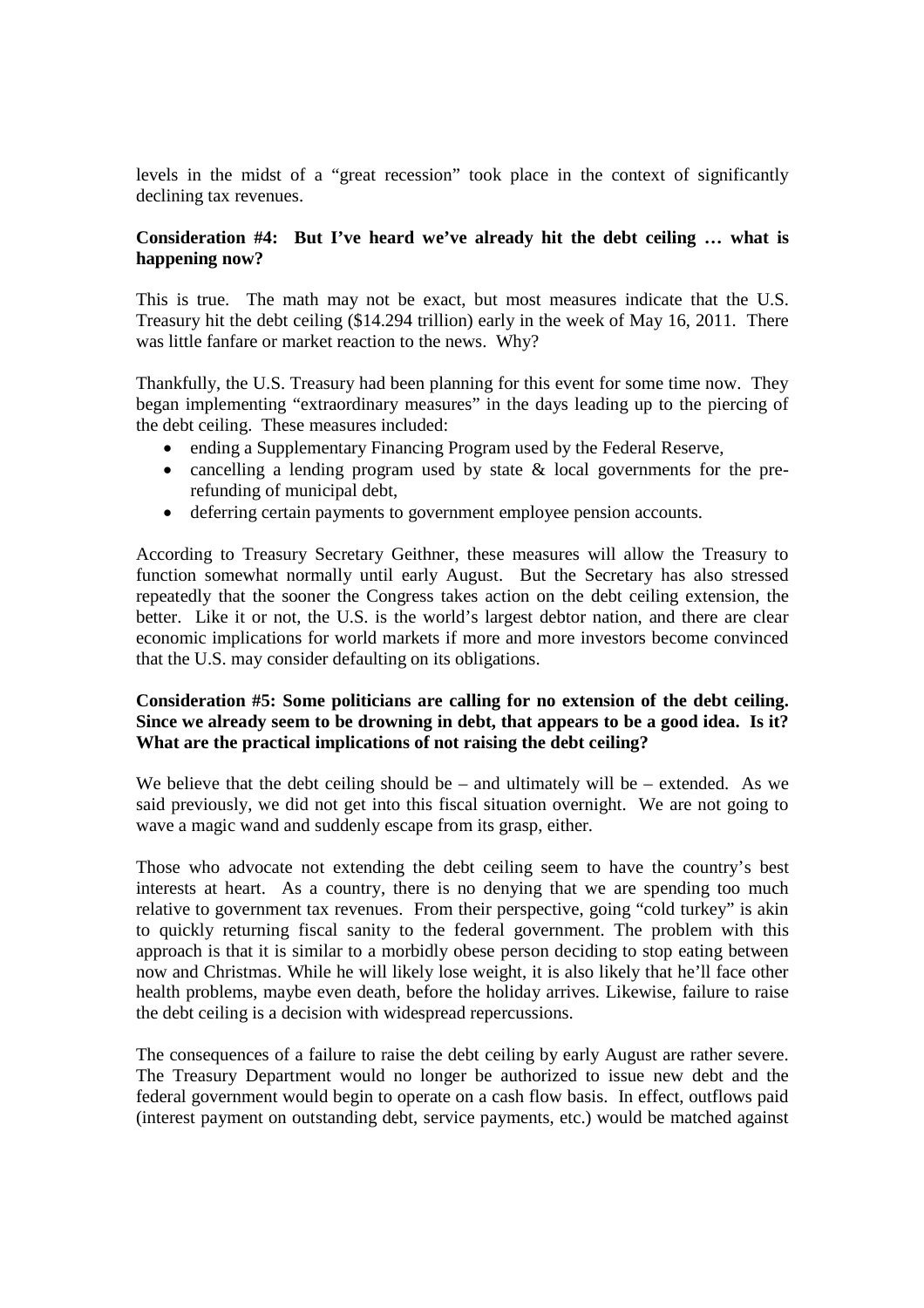levels in the midst of a "great recession" took place in the context of significantly declining tax revenues.

**Consideration #4: But I've heard we've already hit the debt ceiling … what is happening now?**

This is true. The math may not be exact, but most measures indicate that the U.S. Treasury hit the debt ceiling ($14.294 trillion) early in the week of May 16, 2011. There was little fanfare or market reaction to the news. Why?

Thankfully, the U.S. Treasury had been planning for this event for some time now. They began implementing "extraordinary measures" in the days leading up to the piercing of the debt ceiling. These measures included:

- ending a Supplementary Financing Program used by the Federal Reserve,
- cancelling a lending program used by state & local governments for the pre-refunding of municipal debt,
- deferring certain payments to government employee pension accounts.

According to Treasury Secretary Geithner, these measures will allow the Treasury to function somewhat normally until early August. But the Secretary has also stressed repeatedly that the sooner the Congress takes action on the debt ceiling extension, the better. Like it or not, the U.S. is the world's largest debtor nation, and there are clear economic implications for world markets if more and more investors become convinced that the U.S. may consider defaulting on its obligations.

**Consideration #5: Some politicians are calling for no extension of the debt ceiling. Since we already seem to be drowning in debt, that appears to be a good idea. Is it? What are the practical implications of not raising the debt ceiling?**

We believe that the debt ceiling should be – and ultimately will be – extended. As we said previously, we did not get into this fiscal situation overnight. We are not going to wave a magic wand and suddenly escape from its grasp, either.

Those who advocate not extending the debt ceiling seem to have the country's best interests at heart. As a country, there is no denying that we are spending too much relative to government tax revenues. From their perspective, going "cold turkey" is akin to quickly returning fiscal sanity to the federal government. The problem with this approach is that it is similar to a morbidly obese person deciding to stop eating between now and Christmas. While he will likely lose weight, it is also likely that he'll face other health problems, maybe even death, before the holiday arrives. Likewise, failure to raise the debt ceiling is a decision with widespread repercussions.

The consequences of a failure to raise the debt ceiling by early August are rather severe. The Treasury Department would no longer be authorized to issue new debt and the federal government would begin to operate on a cash flow basis. In effect, outflows paid (interest payment on outstanding debt, service payments, etc.) would be matched against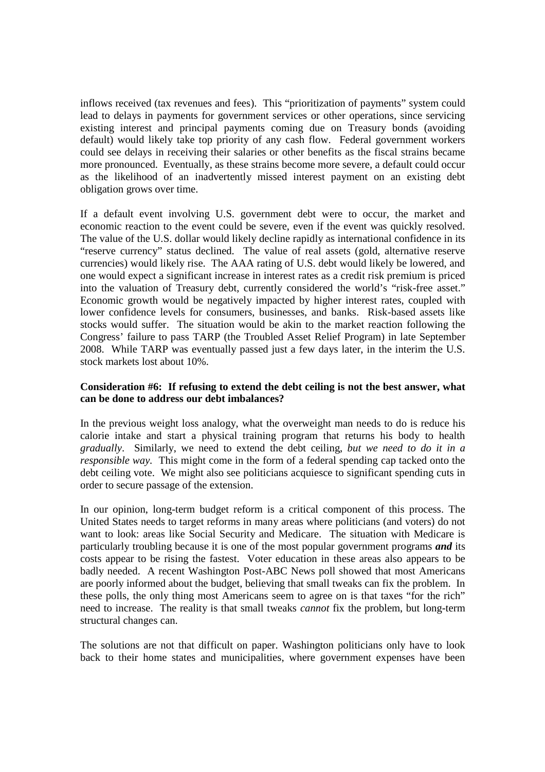inflows received (tax revenues and fees). This "prioritization of payments" system could lead to delays in payments for government services or other operations, since servicing existing interest and principal payments coming due on Treasury bonds (avoiding default) would likely take top priority of any cash flow. Federal government workers could see delays in receiving their salaries or other benefits as the fiscal strains became more pronounced. Eventually, as these strains become more severe, a default could occur as the likelihood of an inadvertently missed interest payment on an existing debt obligation grows over time.

If a default event involving U.S. government debt were to occur, the market and economic reaction to the event could be severe, even if the event was quickly resolved. The value of the U.S. dollar would likely decline rapidly as international confidence in its "reserve currency" status declined. The value of real assets (gold, alternative reserve currencies) would likely rise. The AAA rating of U.S. debt would likely be lowered, and one would expect a significant increase in interest rates as a credit risk premium is priced into the valuation of Treasury debt, currently considered the world's "risk-free asset." Economic growth would be negatively impacted by higher interest rates, coupled with lower confidence levels for consumers, businesses, and banks. Risk-based assets like stocks would suffer. The situation would be akin to the market reaction following the Congress' failure to pass TARP (the Troubled Asset Relief Program) in late September 2008. While TARP was eventually passed just a few days later, in the interim the U.S. stock markets lost about 10%.

**Consideration #6: If refusing to extend the debt ceiling is not the best answer, what can be done to address our debt imbalances?**

In the previous weight loss analogy, what the overweight man needs to do is reduce his calorie intake and start a physical training program that returns his body to health *gradually*. Similarly, we need to extend the debt ceiling, *but we need to do it in a responsible way.* This might come in the form of a federal spending cap tacked onto the debt ceiling vote. We might also see politicians acquiesce to significant spending cuts in order to secure passage of the extension.

In our opinion, long-term budget reform is a critical component of this process. The United States needs to target reforms in many areas where politicians (and voters) do not want to look: areas like Social Security and Medicare. The situation with Medicare is particularly troubling because it is one of the most popular government programs ***and*** its costs appear to be rising the fastest. Voter education in these areas also appears to be badly needed. A recent Washington Post-ABC News poll showed that most Americans are poorly informed about the budget, believing that small tweaks can fix the problem. In these polls, the only thing most Americans seem to agree on is that taxes "for the rich" need to increase. The reality is that small tweaks *cannot* fix the problem, but long-term structural changes can.

The solutions are not that difficult on paper. Washington politicians only have to look back to their home states and municipalities, where government expenses have been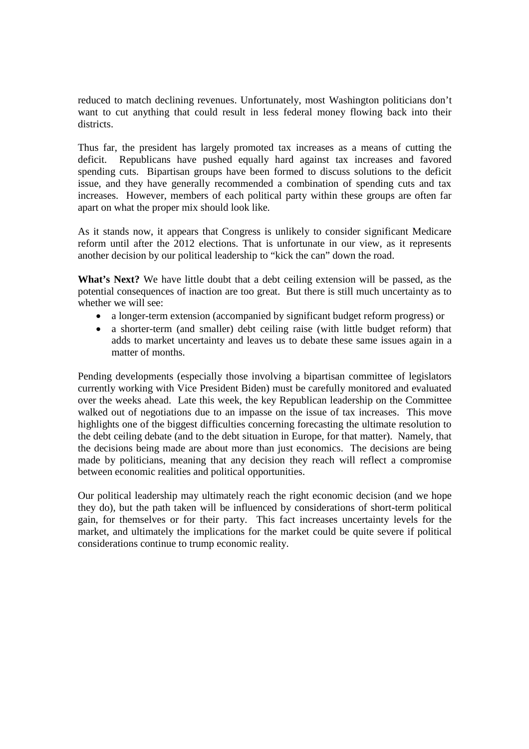reduced to match declining revenues. Unfortunately, most Washington politicians don't want to cut anything that could result in less federal money flowing back into their districts.

Thus far, the president has largely promoted tax increases as a means of cutting the deficit. Republicans have pushed equally hard against tax increases and favored spending cuts. Bipartisan groups have been formed to discuss solutions to the deficit issue, and they have generally recommended a combination of spending cuts and tax increases. However, members of each political party within these groups are often far apart on what the proper mix should look like.

As it stands now, it appears that Congress is unlikely to consider significant Medicare reform until after the 2012 elections. That is unfortunate in our view, as it represents another decision by our political leadership to "kick the can" down the road.

**What's Next?** We have little doubt that a debt ceiling extension will be passed, as the potential consequences of inaction are too great. But there is still much uncertainty as to whether we will see:

- a longer-term extension (accompanied by significant budget reform progress) or
- a shorter-term (and smaller) debt ceiling raise (with little budget reform) that adds to market uncertainty and leaves us to debate these same issues again in a matter of months.

Pending developments (especially those involving a bipartisan committee of legislators currently working with Vice President Biden) must be carefully monitored and evaluated over the weeks ahead. Late this week, the key Republican leadership on the Committee walked out of negotiations due to an impasse on the issue of tax increases. This move highlights one of the biggest difficulties concerning forecasting the ultimate resolution to the debt ceiling debate (and to the debt situation in Europe, for that matter). Namely, that the decisions being made are about more than just economics. The decisions are being made by politicians, meaning that any decision they reach will reflect a compromise between economic realities and political opportunities.

Our political leadership may ultimately reach the right economic decision (and we hope they do), but the path taken will be influenced by considerations of short-term political gain, for themselves or for their party. This fact increases uncertainty levels for the market, and ultimately the implications for the market could be quite severe if political considerations continue to trump economic reality.